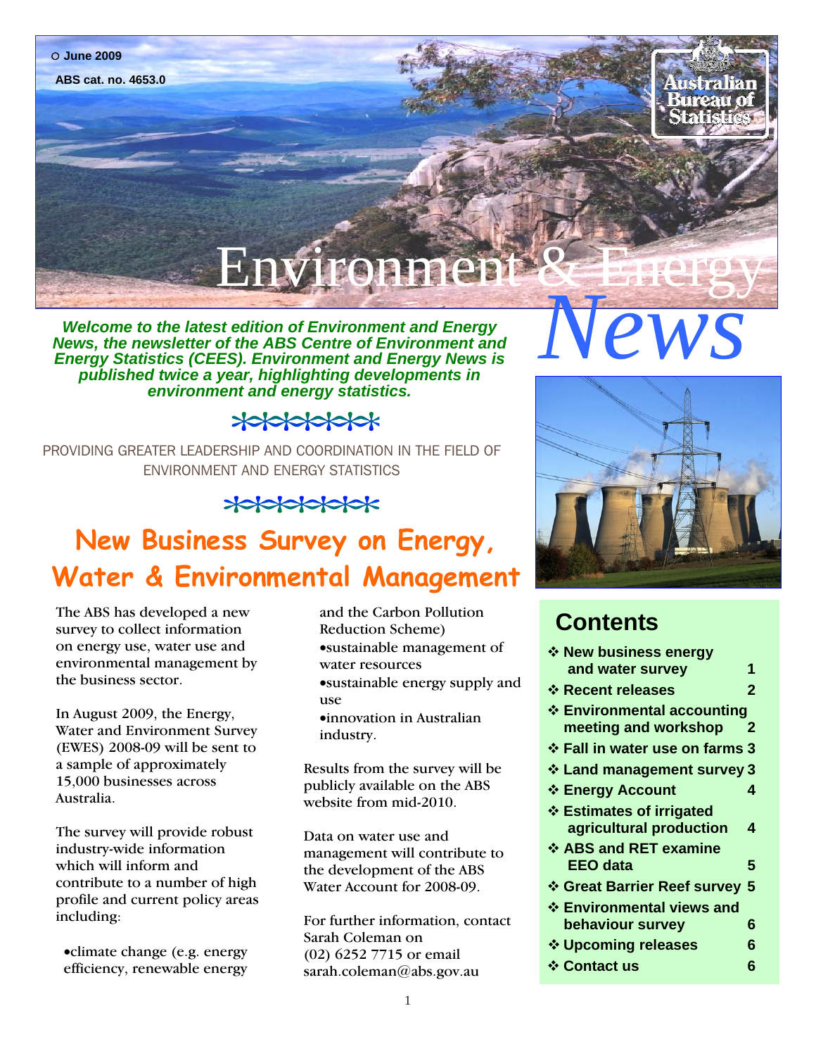○ June 2009

ABS cat. no. 4653.0

Australian Bureau of Statistics

# Environment & Energy *News*

***Welcome to the latest edition of Environment and Energy News, the newsletter of the ABS Centre of Environment and Energy Statistics (CEES). Environment and Energy News is published twice a year, highlighting developments in environment and energy statistics.***

PROVIDING GREATER LEADERSHIP AND COORDINATION IN THE FIELD OF ENVIRONMENT AND ENERGY STATISTICS

## Contents

- New business energy and water survey — 1
- Recent releases — 2
- Environmental accounting meeting and workshop — 2
- Fall in water use on farms — 3
- Land management survey — 3
- Energy Account — 4
- Estimates of irrigated agricultural production — 4
- ABS and RET examine EEO data — 5
- Great Barrier Reef survey — 5
- Environmental views and behaviour survey — 6
- Upcoming releases — 6
- Contact us — 6

## New Business Survey on Energy, Water & Environmental Management

The ABS has developed a new survey to collect information on energy use, water use and environmental management by the business sector.

In August 2009, the Energy, Water and Environment Survey (EWES) 2008-09 will be sent to a sample of approximately 15,000 businesses across Australia.

The survey will provide robust industry-wide information which will inform and contribute to a number of high profile and current policy areas including:

- climate change (e.g. energy efficiency, renewable energy and the Carbon Pollution Reduction Scheme)
- sustainable management of water resources
- sustainable energy supply and use
- innovation in Australian industry.

Results from the survey will be publicly available on the ABS website from mid-2010.

Data on water use and management will contribute to the development of the ABS Water Account for 2008-09.

For further information, contact Sarah Coleman on (02) 6252 7715 or email sarah.coleman@abs.gov.au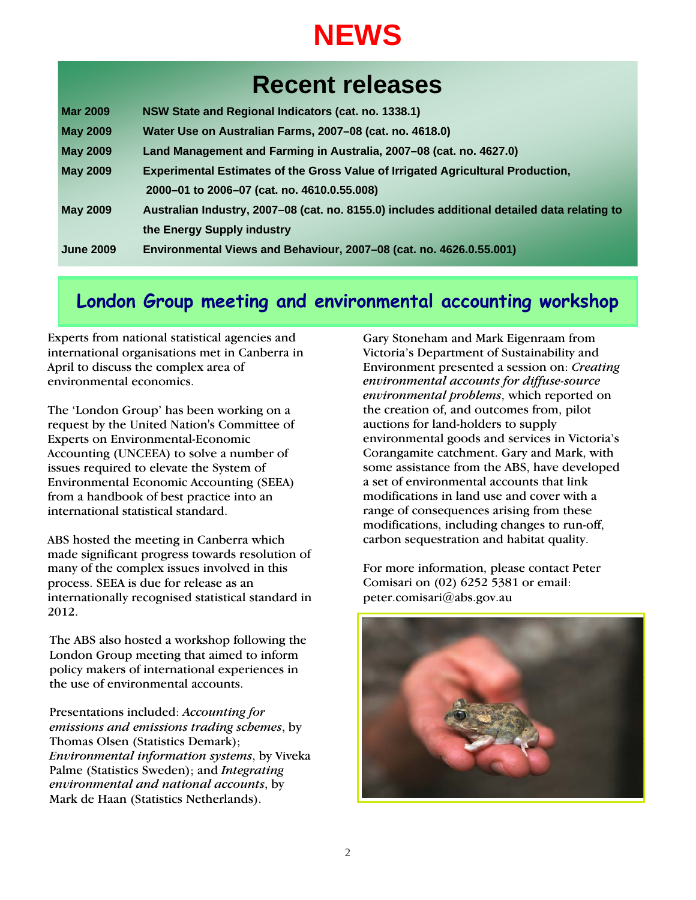# NEWS

## Recent releases

| | |
|---|---|
| **Mar 2009** | **NSW State and Regional Indicators (cat. no. 1338.1)** |
| **May 2009** | **Water Use on Australian Farms, 2007–08 (cat. no. 4618.0)** |
| **May 2009** | **Land Management and Farming in Australia, 2007–08 (cat. no. 4627.0)** |
| **May 2009** | **Experimental Estimates of the Gross Value of Irrigated Agricultural Production, 2000–01 to 2006–07 (cat. no. 4610.0.55.008)** |
| **May 2009** | **Australian Industry, 2007–08 (cat. no. 8155.0) includes additional detailed data relating to the Energy Supply industry** |
| **June 2009** | **Environmental Views and Behaviour, 2007–08 (cat. no. 4626.0.55.001)** |

## London Group meeting and environmental accounting workshop

Experts from national statistical agencies and international organisations met in Canberra in April to discuss the complex area of environmental economics.

The 'London Group' has been working on a request by the United Nation's Committee of Experts on Environmental-Economic Accounting (UNCEEA) to solve a number of issues required to elevate the System of Environmental Economic Accounting (SEEA) from a handbook of best practice into an international statistical standard.

ABS hosted the meeting in Canberra which made significant progress towards resolution of many of the complex issues involved in this process. SEEA is due for release as an internationally recognised statistical standard in 2012.

The ABS also hosted a workshop following the London Group meeting that aimed to inform policy makers of international experiences in the use of environmental accounts.

Presentations included: *Accounting for emissions and emissions trading schemes*, by Thomas Olsen (Statistics Demark); *Environmental information systems*, by Viveka Palme (Statistics Sweden); and *Integrating environmental and national accounts*, by Mark de Haan (Statistics Netherlands).

Gary Stoneham and Mark Eigenraam from Victoria's Department of Sustainability and Environment presented a session on: *Creating environmental accounts for diffuse-source environmental problems*, which reported on the creation of, and outcomes from, pilot auctions for land-holders to supply environmental goods and services in Victoria's Corangamite catchment. Gary and Mark, with some assistance from the ABS, have developed a set of environmental accounts that link modifications in land use and cover with a range of consequences arising from these modifications, including changes to run-off, carbon sequestration and habitat quality.

For more information, please contact Peter Comisari on (02) 6252 5381 or email: peter.comisari@abs.gov.au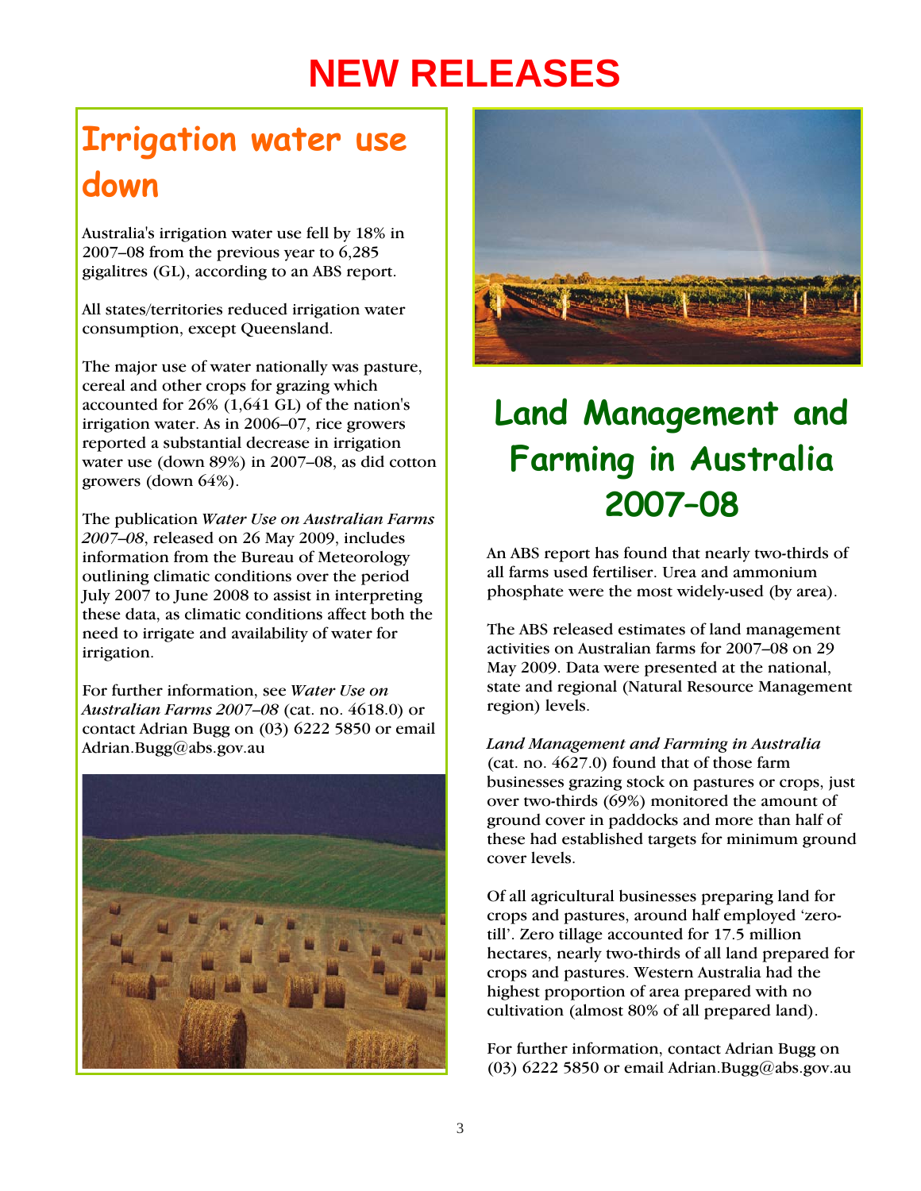# NEW RELEASES

## Irrigation water use down

Australia's irrigation water use fell by 18% in 2007–08 from the previous year to 6,285 gigalitres (GL), according to an ABS report.

All states/territories reduced irrigation water consumption, except Queensland.

The major use of water nationally was pasture, cereal and other crops for grazing which accounted for 26% (1,641 GL) of the nation's irrigation water. As in 2006–07, rice growers reported a substantial decrease in irrigation water use (down 89%) in 2007–08, as did cotton growers (down 64%).

The publication *Water Use on Australian Farms 2007–08*, released on 26 May 2009, includes information from the Bureau of Meteorology outlining climatic conditions over the period July 2007 to June 2008 to assist in interpreting these data, as climatic conditions affect both the need to irrigate and availability of water for irrigation.

For further information, see *Water Use on Australian Farms 2007–08* (cat. no. 4618.0) or contact Adrian Bugg on (03) 6222 5850 or email Adrian.Bugg@abs.gov.au

## Land Management and Farming in Australia 2007–08

An ABS report has found that nearly two-thirds of all farms used fertiliser. Urea and ammonium phosphate were the most widely-used (by area).

The ABS released estimates of land management activities on Australian farms for 2007–08 on 29 May 2009. Data were presented at the national, state and regional (Natural Resource Management region) levels.

*Land Management and Farming in Australia* (cat. no. 4627.0) found that of those farm businesses grazing stock on pastures or crops, just over two-thirds (69%) monitored the amount of ground cover in paddocks and more than half of these had established targets for minimum ground cover levels.

Of all agricultural businesses preparing land for crops and pastures, around half employed 'zero-till'. Zero tillage accounted for 17.5 million hectares, nearly two-thirds of all land prepared for crops and pastures. Western Australia had the highest proportion of area prepared with no cultivation (almost 80% of all prepared land).

For further information, contact Adrian Bugg on (03) 6222 5850 or email Adrian.Bugg@abs.gov.au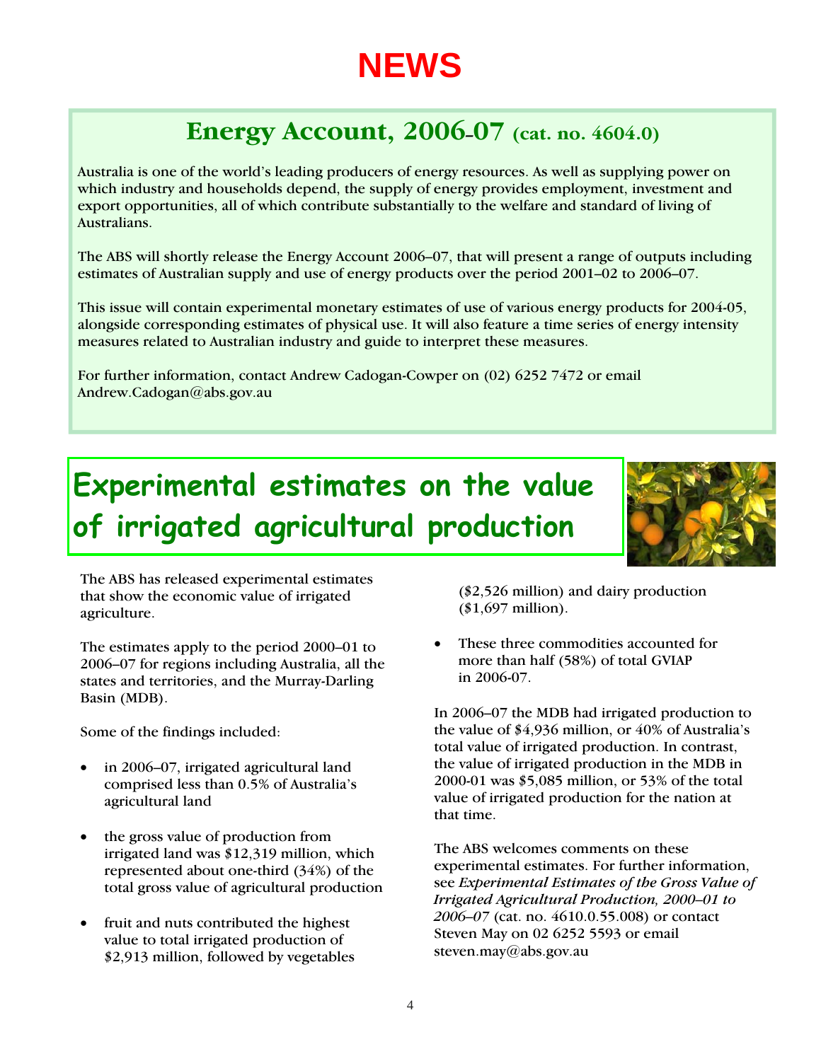# NEWS

## Energy Account, 2006–07 (cat. no. 4604.0)

Australia is one of the world's leading producers of energy resources. As well as supplying power on which industry and households depend, the supply of energy provides employment, investment and export opportunities, all of which contribute substantially to the welfare and standard of living of Australians.

The ABS will shortly release the Energy Account 2006–07, that will present a range of outputs including estimates of Australian supply and use of energy products over the period 2001–02 to 2006–07.

This issue will contain experimental monetary estimates of use of various energy products for 2004-05, alongside corresponding estimates of physical use. It will also feature a time series of energy intensity measures related to Australian industry and guide to interpret these measures.

For further information, contact Andrew Cadogan-Cowper on (02) 6252 7472 or email Andrew.Cadogan@abs.gov.au

## Experimental estimates on the value of irrigated agricultural production

The ABS has released experimental estimates that show the economic value of irrigated agriculture.

The estimates apply to the period 2000–01 to 2006–07 for regions including Australia, all the states and territories, and the Murray-Darling Basin (MDB).

Some of the findings included:

- in 2006–07, irrigated agricultural land comprised less than 0.5% of Australia's agricultural land
- the gross value of production from irrigated land was $12,319 million, which represented about one-third (34%) of the total gross value of agricultural production
- fruit and nuts contributed the highest value to total irrigated production of $2,913 million, followed by vegetables ($2,526 million) and dairy production ($1,697 million).
- These three commodities accounted for more than half (58%) of total GVIAP in 2006-07.

In 2006–07 the MDB had irrigated production to the value of $4,936 million, or 40% of Australia's total value of irrigated production. In contrast, the value of irrigated production in the MDB in 2000-01 was $5,085 million, or 53% of the total value of irrigated production for the nation at that time.

The ABS welcomes comments on these experimental estimates. For further information, see *Experimental Estimates of the Gross Value of Irrigated Agricultural Production, 2000–01 to 2006–07* (cat. no. 4610.0.55.008) or contact Steven May on 02 6252 5593 or email steven.may@abs.gov.au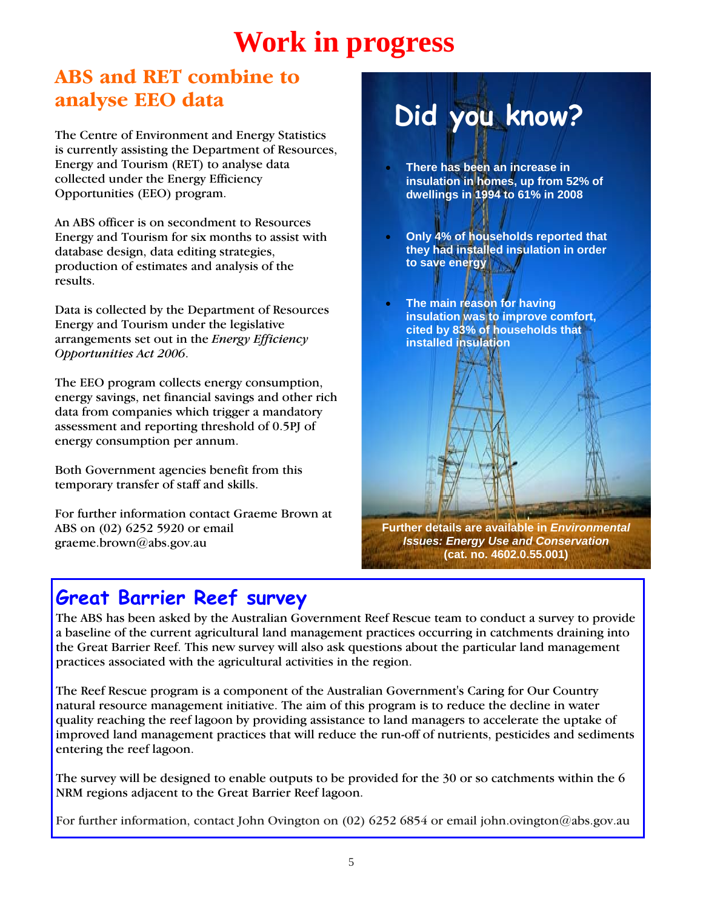# Work in progress

## ABS and RET combine to analyse EEO data

The Centre of Environment and Energy Statistics is currently assisting the Department of Resources, Energy and Tourism (RET) to analyse data collected under the Energy Efficiency Opportunities (EEO) program.

An ABS officer is on secondment to Resources Energy and Tourism for six months to assist with database design, data editing strategies, production of estimates and analysis of the results.

Data is collected by the Department of Resources Energy and Tourism under the legislative arrangements set out in the *Energy Efficiency Opportunities Act 2006*.

The EEO program collects energy consumption, energy savings, net financial savings and other rich data from companies which trigger a mandatory assessment and reporting threshold of 0.5PJ of energy consumption per annum.

Both Government agencies benefit from this temporary transfer of staff and skills.

For further information contact Graeme Brown at ABS on (02) 6252 5920 or email graeme.brown@abs.gov.au

## Did you know?

- **There has been an increase in insulation in homes, up from 52% of dwellings in 1994 to 61% in 2008**
- **Only 4% of households reported that they had installed insulation in order to save energy**
- **The main reason for having insulation was to improve comfort, cited by 83% of households that installed insulation**

**Further details are available in *Environmental Issues: Energy Use and Conservation* (cat. no. 4602.0.55.001)**

## Great Barrier Reef survey

The ABS has been asked by the Australian Government Reef Rescue team to conduct a survey to provide a baseline of the current agricultural land management practices occurring in catchments draining into the Great Barrier Reef. This new survey will also ask questions about the particular land management practices associated with the agricultural activities in the region.

The Reef Rescue program is a component of the Australian Government's Caring for Our Country natural resource management initiative. The aim of this program is to reduce the decline in water quality reaching the reef lagoon by providing assistance to land managers to accelerate the uptake of improved land management practices that will reduce the run-off of nutrients, pesticides and sediments entering the reef lagoon.

The survey will be designed to enable outputs to be provided for the 30 or so catchments within the 6 NRM regions adjacent to the Great Barrier Reef lagoon.

For further information, contact John Ovington on (02) 6252 6854 or email john.ovington@abs.gov.au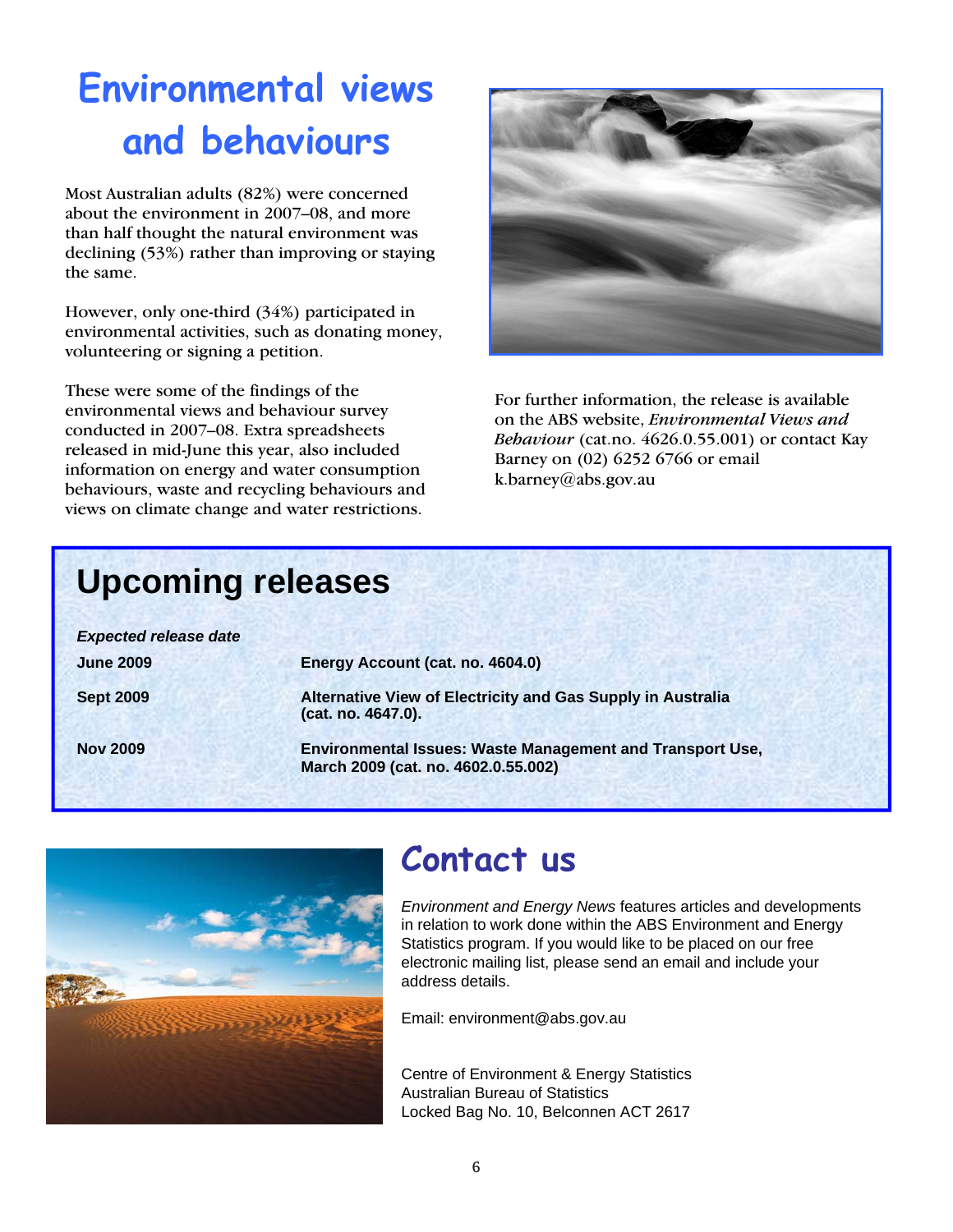# Environmental views and behaviours

Most Australian adults (82%) were concerned about the environment in 2007–08, and more than half thought the natural environment was declining (53%) rather than improving or staying the same.

However, only one-third (34%) participated in environmental activities, such as donating money, volunteering or signing a petition.

These were some of the findings of the environmental views and behaviour survey conducted in 2007–08. Extra spreadsheets released in mid-June this year, also included information on energy and water consumption behaviours, waste and recycling behaviours and views on climate change and water restrictions.

For further information, the release is available on the ABS website, *Environmental Views and Behaviour* (cat.no. 4626.0.55.001) or contact Kay Barney on (02) 6252 6766 or email k.barney@abs.gov.au

## Upcoming releases

| *Expected release date* | |
| --- | --- |
| **June 2009** | **Energy Account (cat. no. 4604.0)** |
| **Sept 2009** | **Alternative View of Electricity and Gas Supply in Australia (cat. no. 4647.0).** |
| **Nov 2009** | **Environmental Issues: Waste Management and Transport Use, March 2009 (cat. no. 4602.0.55.002)** |

## Contact us

*Environment and Energy News* features articles and developments in relation to work done within the ABS Environment and Energy Statistics program. If you would like to be placed on our free electronic mailing list, please send an email and include your address details.

Email: environment@abs.gov.au

Centre of Environment & Energy Statistics
Australian Bureau of Statistics
Locked Bag No. 10, Belconnen ACT 2617